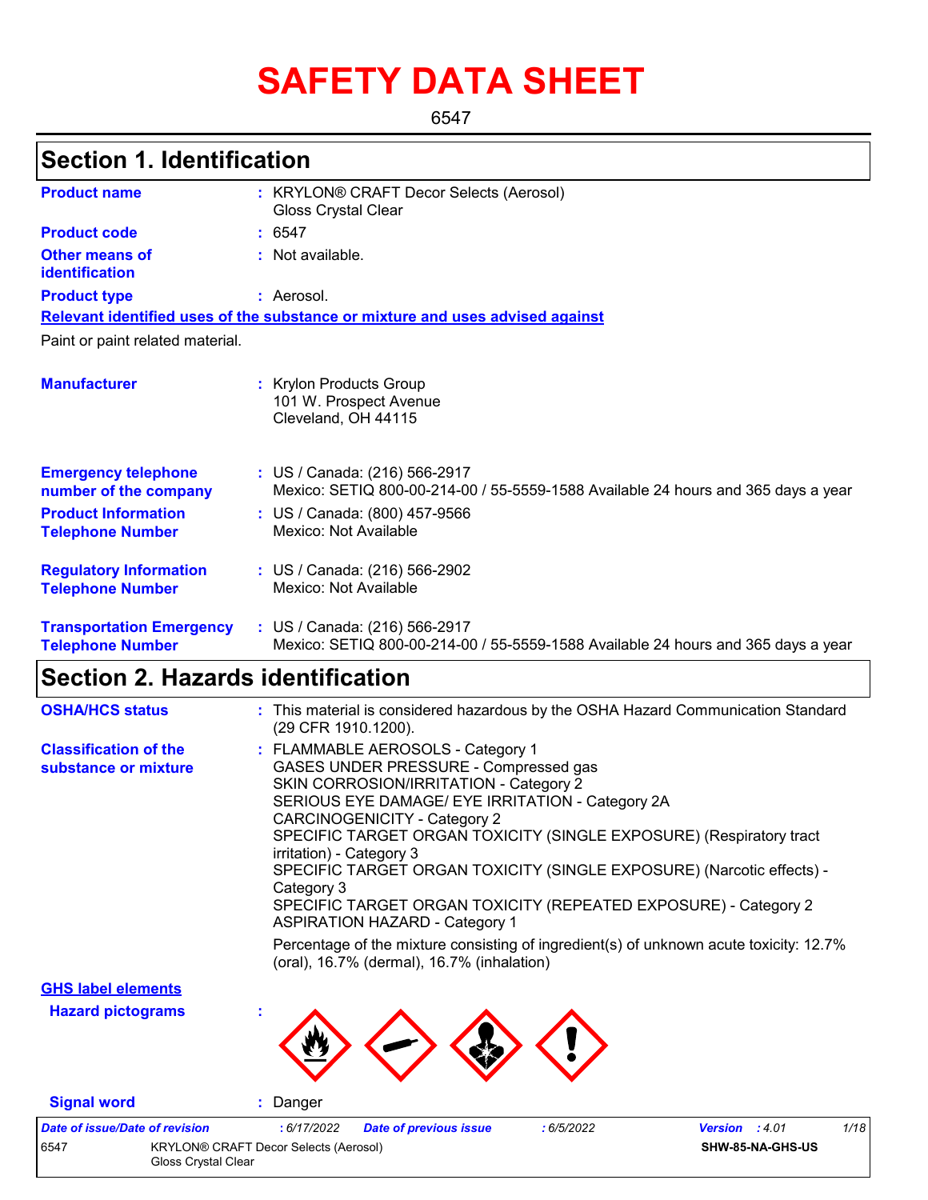# SAFETY DATA SHEET

6547

## Section 1. Identification

| | |
|---|---|
| **Product name** | : KRYLON® CRAFT Decor Selects (Aerosol) Gloss Crystal Clear |
| **Product code** | : 6547 |
| **Other means of identification** | : Not available. |
| **Product type** | : Aerosol. |

**Relevant identified uses of the substance or mixture and uses advised against**

Paint or paint related material.

| | |
|---|---|
| **Manufacturer** | : Krylon Products Group<br>101 W. Prospect Avenue<br>Cleveland, OH 44115 |
| **Emergency telephone number of the company** | : US / Canada: (216) 566-2917<br>Mexico: SETIQ 800-00-214-00 / 55-5559-1588 Available 24 hours and 365 days a year |
| **Product Information Telephone Number** | : US / Canada: (800) 457-9566<br>Mexico: Not Available |
| **Regulatory Information Telephone Number** | : US / Canada: (216) 566-2902<br>Mexico: Not Available |
| **Transportation Emergency Telephone Number** | : US / Canada: (216) 566-2917<br>Mexico: SETIQ 800-00-214-00 / 55-5559-1588 Available 24 hours and 365 days a year |

## Section 2. Hazards identification

**OSHA/HCS status** : This material is considered hazardous by the OSHA Hazard Communication Standard (29 CFR 1910.1200).

**Classification of the substance or mixture** :
FLAMMABLE AEROSOLS - Category 1
GASES UNDER PRESSURE - Compressed gas
SKIN CORROSION/IRRITATION - Category 2
SERIOUS EYE DAMAGE/ EYE IRRITATION - Category 2A
CARCINOGENICITY - Category 2
SPECIFIC TARGET ORGAN TOXICITY (SINGLE EXPOSURE) (Respiratory tract irritation) - Category 3
SPECIFIC TARGET ORGAN TOXICITY (SINGLE EXPOSURE) (Narcotic effects) - Category 3
SPECIFIC TARGET ORGAN TOXICITY (REPEATED EXPOSURE) - Category 2
ASPIRATION HAZARD - Category 1

Percentage of the mixture consisting of ingredient(s) of unknown acute toxicity: 12.7% (oral), 16.7% (dermal), 16.7% (inhalation)

**GHS label elements**

**Hazard pictograms** :

**Signal word** : Danger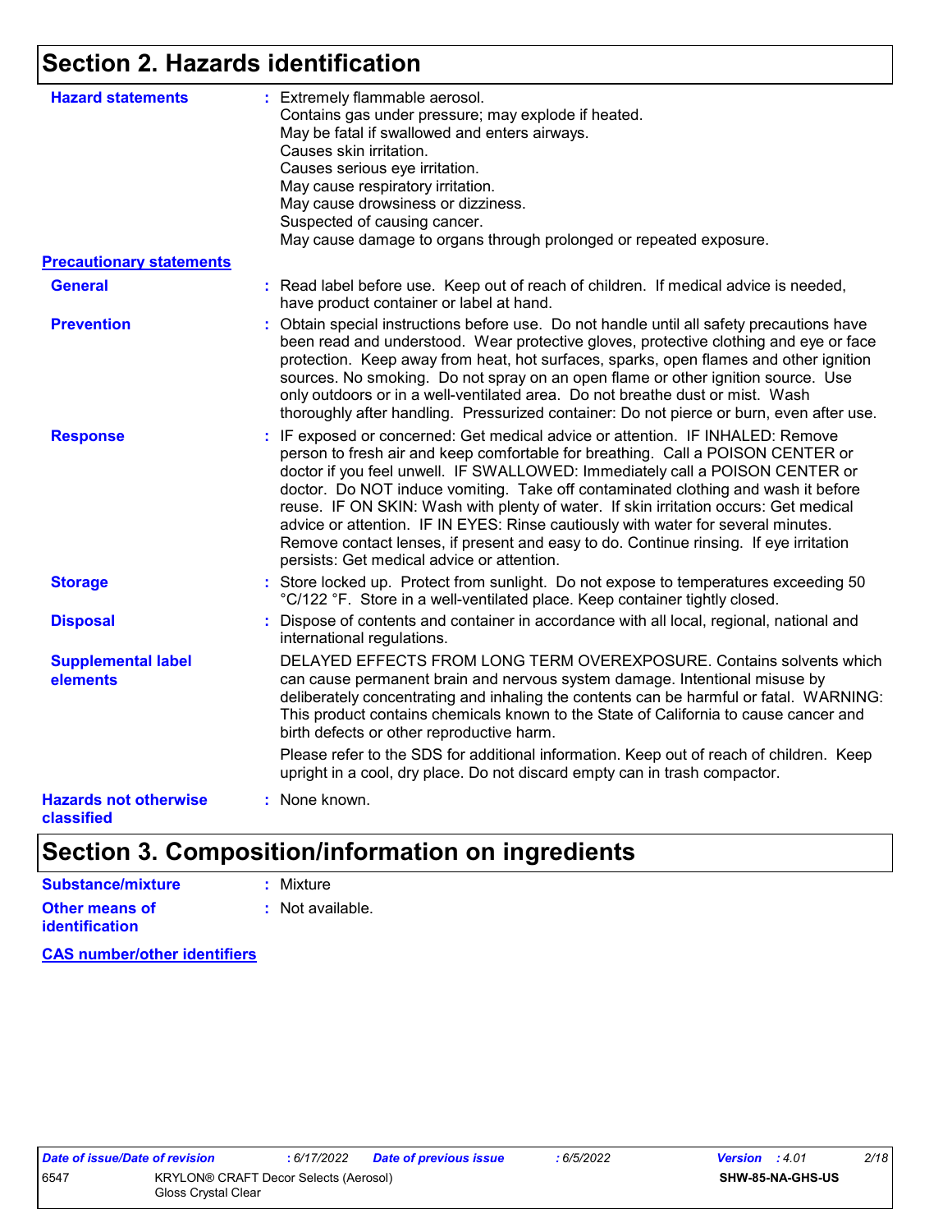## Section 2. Hazards identification

**Hazard statements** : Extremely flammable aerosol.
Contains gas under pressure; may explode if heated.
May be fatal if swallowed and enters airways.
Causes skin irritation.
Causes serious eye irritation.
May cause respiratory irritation.
May cause drowsiness or dizziness.
Suspected of causing cancer.
May cause damage to organs through prolonged or repeated exposure.

**Precautionary statements**

**General** : Read label before use. Keep out of reach of children. If medical advice is needed, have product container or label at hand.

**Prevention** : Obtain special instructions before use. Do not handle until all safety precautions have been read and understood. Wear protective gloves, protective clothing and eye or face protection. Keep away from heat, hot surfaces, sparks, open flames and other ignition sources. No smoking. Do not spray on an open flame or other ignition source. Use only outdoors or in a well-ventilated area. Do not breathe dust or mist. Wash thoroughly after handling. Pressurized container: Do not pierce or burn, even after use.

**Response** : IF exposed or concerned: Get medical advice or attention. IF INHALED: Remove person to fresh air and keep comfortable for breathing. Call a POISON CENTER or doctor if you feel unwell. IF SWALLOWED: Immediately call a POISON CENTER or doctor. Do NOT induce vomiting. Take off contaminated clothing and wash it before reuse. IF ON SKIN: Wash with plenty of water. If skin irritation occurs: Get medical advice or attention. IF IN EYES: Rinse cautiously with water for several minutes. Remove contact lenses, if present and easy to do. Continue rinsing. If eye irritation persists: Get medical advice or attention.

**Storage** : Store locked up. Protect from sunlight. Do not expose to temperatures exceeding 50 °C/122 °F. Store in a well-ventilated place. Keep container tightly closed.

**Disposal** : Dispose of contents and container in accordance with all local, regional, national and international regulations.

**Supplemental label elements** DELAYED EFFECTS FROM LONG TERM OVEREXPOSURE. Contains solvents which can cause permanent brain and nervous system damage. Intentional misuse by deliberately concentrating and inhaling the contents can be harmful or fatal. WARNING: This product contains chemicals known to the State of California to cause cancer and birth defects or other reproductive harm.

Please refer to the SDS for additional information. Keep out of reach of children. Keep upright in a cool, dry place. Do not discard empty can in trash compactor.

**Hazards not otherwise classified** : None known.

## Section 3. Composition/information on ingredients

**Substance/mixture** : Mixture

**Other means of identification** : Not available.

**CAS number/other identifiers**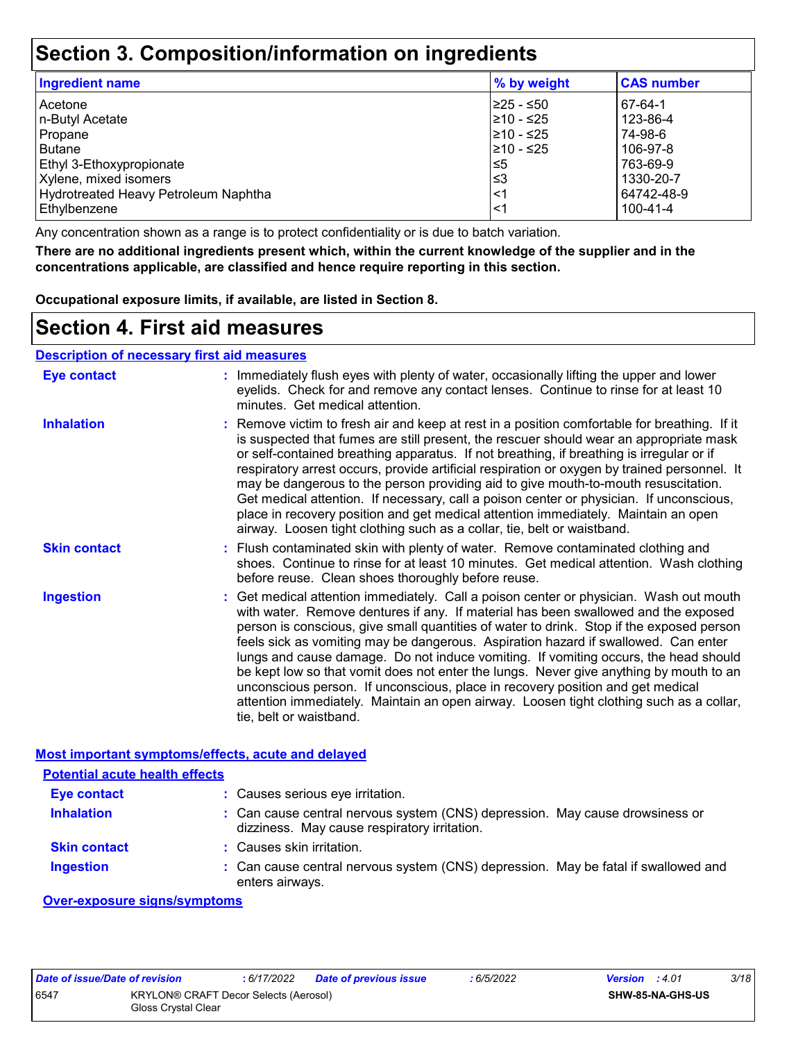# Section 3. Composition/information on ingredients

| Ingredient name | % by weight | CAS number |
|---|---|---|
| Acetone | ≥25 - ≤50 | 67-64-1 |
| n-Butyl Acetate | ≥10 - ≤25 | 123-86-4 |
| Propane | ≥10 - ≤25 | 74-98-6 |
| Butane | ≥10 - ≤25 | 106-97-8 |
| Ethyl 3-Ethoxypropionate | ≤5 | 763-69-9 |
| Xylene, mixed isomers | ≤3 | 1330-20-7 |
| Hydrotreated Heavy Petroleum Naphtha | <1 | 64742-48-9 |
| Ethylbenzene | <1 | 100-41-4 |

Any concentration shown as a range is to protect confidentiality or is due to batch variation.

**There are no additional ingredients present which, within the current knowledge of the supplier and in the concentrations applicable, are classified and hence require reporting in this section.**

**Occupational exposure limits, if available, are listed in Section 8.**

# Section 4. First aid measures

## Description of necessary first aid measures

**Eye contact** : Immediately flush eyes with plenty of water, occasionally lifting the upper and lower eyelids. Check for and remove any contact lenses. Continue to rinse for at least 10 minutes. Get medical attention.

**Inhalation** : Remove victim to fresh air and keep at rest in a position comfortable for breathing. If it is suspected that fumes are still present, the rescuer should wear an appropriate mask or self-contained breathing apparatus. If not breathing, if breathing is irregular or if respiratory arrest occurs, provide artificial respiration or oxygen by trained personnel. It may be dangerous to the person providing aid to give mouth-to-mouth resuscitation. Get medical attention. If necessary, call a poison center or physician. If unconscious, place in recovery position and get medical attention immediately. Maintain an open airway. Loosen tight clothing such as a collar, tie, belt or waistband.

**Skin contact** : Flush contaminated skin with plenty of water. Remove contaminated clothing and shoes. Continue to rinse for at least 10 minutes. Get medical attention. Wash clothing before reuse. Clean shoes thoroughly before reuse.

**Ingestion** : Get medical attention immediately. Call a poison center or physician. Wash out mouth with water. Remove dentures if any. If material has been swallowed and the exposed person is conscious, give small quantities of water to drink. Stop if the exposed person feels sick as vomiting may be dangerous. Aspiration hazard if swallowed. Can enter lungs and cause damage. Do not induce vomiting. If vomiting occurs, the head should be kept low so that vomit does not enter the lungs. Never give anything by mouth to an unconscious person. If unconscious, place in recovery position and get medical attention immediately. Maintain an open airway. Loosen tight clothing such as a collar, tie, belt or waistband.

## Most important symptoms/effects, acute and delayed

### Potential acute health effects

**Eye contact** : Causes serious eye irritation.

**Inhalation** : Can cause central nervous system (CNS) depression. May cause drowsiness or dizziness. May cause respiratory irritation.

**Skin contact** : Causes skin irritation.

**Ingestion** : Can cause central nervous system (CNS) depression. May be fatal if swallowed and enters airways.

### Over-exposure signs/symptoms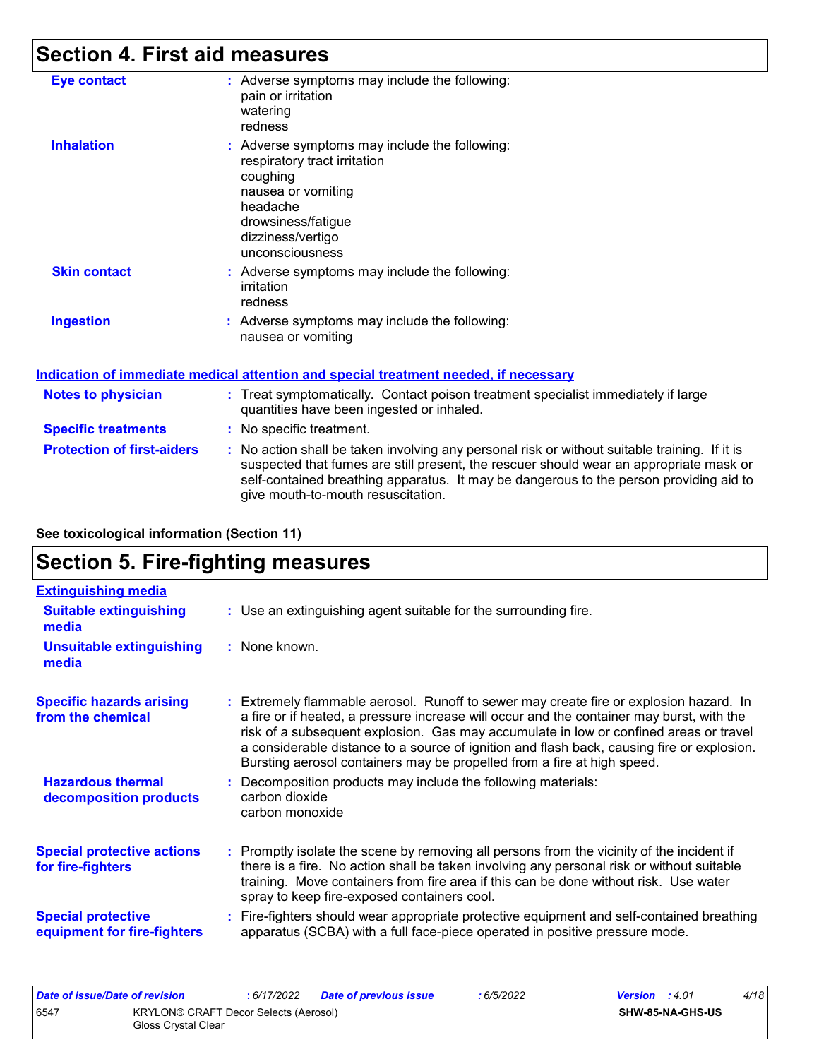## Section 4. First aid measures

**Eye contact** : Adverse symptoms may include the following:
pain or irritation
watering
redness

**Inhalation** : Adverse symptoms may include the following:
respiratory tract irritation
coughing
nausea or vomiting
headache
drowsiness/fatigue
dizziness/vertigo
unconsciousness

**Skin contact** : Adverse symptoms may include the following:
irritation
redness

**Ingestion** : Adverse symptoms may include the following:
nausea or vomiting

### Indication of immediate medical attention and special treatment needed, if necessary

**Notes to physician** : Treat symptomatically. Contact poison treatment specialist immediately if large quantities have been ingested or inhaled.

**Specific treatments** : No specific treatment.

**Protection of first-aiders** : No action shall be taken involving any personal risk or without suitable training. If it is suspected that fumes are still present, the rescuer should wear an appropriate mask or self-contained breathing apparatus. It may be dangerous to the person providing aid to give mouth-to-mouth resuscitation.

**See toxicological information (Section 11)**

## Section 5. Fire-fighting measures

### Extinguishing media

**Suitable extinguishing media** : Use an extinguishing agent suitable for the surrounding fire.

**Unsuitable extinguishing media** : None known.

**Specific hazards arising from the chemical** : Extremely flammable aerosol. Runoff to sewer may create fire or explosion hazard. In a fire or if heated, a pressure increase will occur and the container may burst, with the risk of a subsequent explosion. Gas may accumulate in low or confined areas or travel a considerable distance to a source of ignition and flash back, causing fire or explosion. Bursting aerosol containers may be propelled from a fire at high speed.

**Hazardous thermal decomposition products** : Decomposition products may include the following materials:
carbon dioxide
carbon monoxide

**Special protective actions for fire-fighters** : Promptly isolate the scene by removing all persons from the vicinity of the incident if there is a fire. No action shall be taken involving any personal risk or without suitable training. Move containers from fire area if this can be done without risk. Use water spray to keep fire-exposed containers cool.

**Special protective equipment for fire-fighters** : Fire-fighters should wear appropriate protective equipment and self-contained breathing apparatus (SCBA) with a full face-piece operated in positive pressure mode.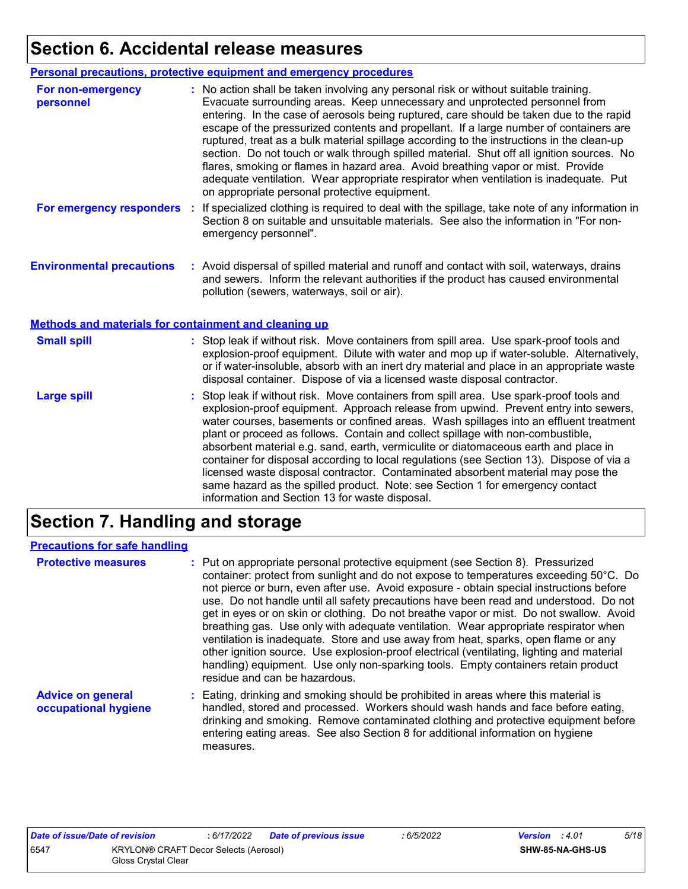## Section 6. Accidental release measures

### Personal precautions, protective equipment and emergency procedures

**For non-emergency personnel** : No action shall be taken involving any personal risk or without suitable training. Evacuate surrounding areas. Keep unnecessary and unprotected personnel from entering. In the case of aerosols being ruptured, care should be taken due to the rapid escape of the pressurized contents and propellant. If a large number of containers are ruptured, treat as a bulk material spillage according to the instructions in the clean-up section. Do not touch or walk through spilled material. Shut off all ignition sources. No flares, smoking or flames in hazard area. Avoid breathing vapor or mist. Provide adequate ventilation. Wear appropriate respirator when ventilation is inadequate. Put on appropriate personal protective equipment.

**For emergency responders** : If specialized clothing is required to deal with the spillage, take note of any information in Section 8 on suitable and unsuitable materials. See also the information in "For non-emergency personnel".

**Environmental precautions** : Avoid dispersal of spilled material and runoff and contact with soil, waterways, drains and sewers. Inform the relevant authorities if the product has caused environmental pollution (sewers, waterways, soil or air).

### Methods and materials for containment and cleaning up

**Small spill** : Stop leak if without risk. Move containers from spill area. Use spark-proof tools and explosion-proof equipment. Dilute with water and mop up if water-soluble. Alternatively, or if water-insoluble, absorb with an inert dry material and place in an appropriate waste disposal container. Dispose of via a licensed waste disposal contractor.

**Large spill** : Stop leak if without risk. Move containers from spill area. Use spark-proof tools and explosion-proof equipment. Approach release from upwind. Prevent entry into sewers, water courses, basements or confined areas. Wash spillages into an effluent treatment plant or proceed as follows. Contain and collect spillage with non-combustible, absorbent material e.g. sand, earth, vermiculite or diatomaceous earth and place in container for disposal according to local regulations (see Section 13). Dispose of via a licensed waste disposal contractor. Contaminated absorbent material may pose the same hazard as the spilled product. Note: see Section 1 for emergency contact information and Section 13 for waste disposal.

## Section 7. Handling and storage

### Precautions for safe handling

**Protective measures** : Put on appropriate personal protective equipment (see Section 8). Pressurized container: protect from sunlight and do not expose to temperatures exceeding 50°C. Do not pierce or burn, even after use. Avoid exposure - obtain special instructions before use. Do not handle until all safety precautions have been read and understood. Do not get in eyes or on skin or clothing. Do not breathe vapor or mist. Do not swallow. Avoid breathing gas. Use only with adequate ventilation. Wear appropriate respirator when ventilation is inadequate. Store and use away from heat, sparks, open flame or any other ignition source. Use explosion-proof electrical (ventilating, lighting and material handling) equipment. Use only non-sparking tools. Empty containers retain product residue and can be hazardous.

**Advice on general occupational hygiene** : Eating, drinking and smoking should be prohibited in areas where this material is handled, stored and processed. Workers should wash hands and face before eating, drinking and smoking. Remove contaminated clothing and protective equipment before entering eating areas. See also Section 8 for additional information on hygiene measures.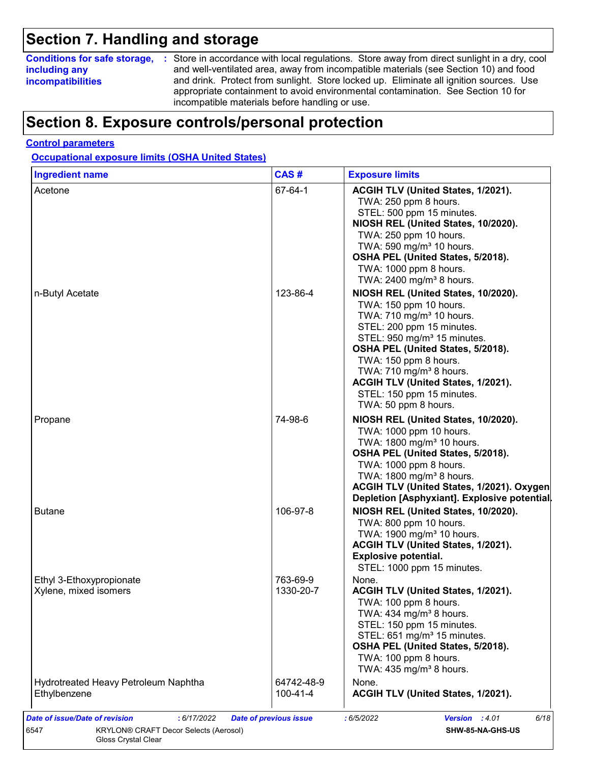# Section 7. Handling and storage

**Conditions for safe storage, including any incompatibilities** : Store in accordance with local regulations. Store away from direct sunlight in a dry, cool and well-ventilated area, away from incompatible materials (see Section 10) and food and drink. Protect from sunlight. Store locked up. Eliminate all ignition sources. Use appropriate containment to avoid environmental contamination. See Section 10 for incompatible materials before handling or use.

# Section 8. Exposure controls/personal protection

**Control parameters**

**Occupational exposure limits (OSHA United States)**

| Ingredient name | CAS # | Exposure limits |
|---|---|---|
| Acetone | 67-64-1 | **ACGIH TLV (United States, 1/2021).**<br>TWA: 250 ppm 8 hours.<br>STEL: 500 ppm 15 minutes.<br>**NIOSH REL (United States, 10/2020).**<br>TWA: 250 ppm 10 hours.<br>TWA: 590 mg/m³ 10 hours.<br>**OSHA PEL (United States, 5/2018).**<br>TWA: 1000 ppm 8 hours.<br>TWA: 2400 mg/m³ 8 hours. |
| n-Butyl Acetate | 123-86-4 | **NIOSH REL (United States, 10/2020).**<br>TWA: 150 ppm 10 hours.<br>TWA: 710 mg/m³ 10 hours.<br>STEL: 200 ppm 15 minutes.<br>STEL: 950 mg/m³ 15 minutes.<br>**OSHA PEL (United States, 5/2018).**<br>TWA: 150 ppm 8 hours.<br>TWA: 710 mg/m³ 8 hours.<br>**ACGIH TLV (United States, 1/2021).**<br>STEL: 150 ppm 15 minutes.<br>TWA: 50 ppm 8 hours. |
| Propane | 74-98-6 | **NIOSH REL (United States, 10/2020).**<br>TWA: 1000 ppm 10 hours.<br>TWA: 1800 mg/m³ 10 hours.<br>**OSHA PEL (United States, 5/2018).**<br>TWA: 1000 ppm 8 hours.<br>TWA: 1800 mg/m³ 8 hours.<br>**ACGIH TLV (United States, 1/2021). Oxygen Depletion [Asphyxiant]. Explosive potential.** |
| Butane | 106-97-8 | **NIOSH REL (United States, 10/2020).**<br>TWA: 800 ppm 10 hours.<br>TWA: 1900 mg/m³ 10 hours.<br>**ACGIH TLV (United States, 1/2021). Explosive potential.**<br>STEL: 1000 ppm 15 minutes. |
| Ethyl 3-Ethoxypropionate | 763-69-9 | None. |
| Xylene, mixed isomers | 1330-20-7 | **ACGIH TLV (United States, 1/2021).**<br>TWA: 100 ppm 8 hours.<br>TWA: 434 mg/m³ 8 hours.<br>STEL: 150 ppm 15 minutes.<br>STEL: 651 mg/m³ 15 minutes.<br>**OSHA PEL (United States, 5/2018).**<br>TWA: 100 ppm 8 hours.<br>TWA: 435 mg/m³ 8 hours. |
| Hydrotreated Heavy Petroleum Naphtha | 64742-48-9 | None. |
| Ethylbenzene | 100-41-4 | **ACGIH TLV (United States, 1/2021).** |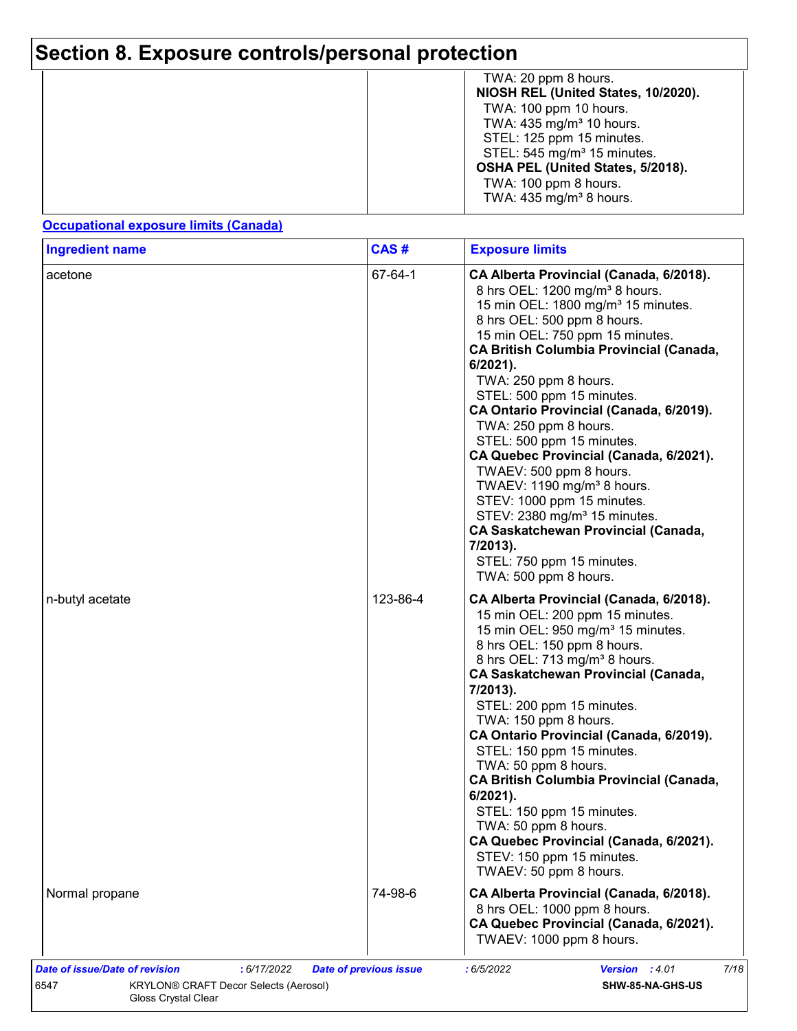# Section 8. Exposure controls/personal protection

| | | |
|---|---|---|
| | | TWA: 20 ppm 8 hours.<br>**NIOSH REL (United States, 10/2020).**<br>TWA: 100 ppm 10 hours.<br>TWA: 435 mg/m³ 10 hours.<br>STEL: 125 ppm 15 minutes.<br>STEL: 545 mg/m³ 15 minutes.<br>**OSHA PEL (United States, 5/2018).**<br>TWA: 100 ppm 8 hours.<br>TWA: 435 mg/m³ 8 hours. |

**Occupational exposure limits (Canada)**

| Ingredient name | CAS # | Exposure limits |
|---|---|---|
| acetone | 67-64-1 | **CA Alberta Provincial (Canada, 6/2018).**<br>8 hrs OEL: 1200 mg/m³ 8 hours.<br>15 min OEL: 1800 mg/m³ 15 minutes.<br>8 hrs OEL: 500 ppm 8 hours.<br>15 min OEL: 750 ppm 15 minutes.<br>**CA British Columbia Provincial (Canada, 6/2021).**<br>TWA: 250 ppm 8 hours.<br>STEL: 500 ppm 15 minutes.<br>**CA Ontario Provincial (Canada, 6/2019).**<br>TWA: 250 ppm 8 hours.<br>STEL: 500 ppm 15 minutes.<br>**CA Quebec Provincial (Canada, 6/2021).**<br>TWAEV: 500 ppm 8 hours.<br>TWAEV: 1190 mg/m³ 8 hours.<br>STEV: 1000 ppm 15 minutes.<br>STEV: 2380 mg/m³ 15 minutes.<br>**CA Saskatchewan Provincial (Canada, 7/2013).**<br>STEL: 750 ppm 15 minutes.<br>TWA: 500 ppm 8 hours. |
| n-butyl acetate | 123-86-4 | **CA Alberta Provincial (Canada, 6/2018).**<br>15 min OEL: 200 ppm 15 minutes.<br>15 min OEL: 950 mg/m³ 15 minutes.<br>8 hrs OEL: 150 ppm 8 hours.<br>8 hrs OEL: 713 mg/m³ 8 hours.<br>**CA Saskatchewan Provincial (Canada, 7/2013).**<br>STEL: 200 ppm 15 minutes.<br>TWA: 150 ppm 8 hours.<br>**CA Ontario Provincial (Canada, 6/2019).**<br>STEL: 150 ppm 15 minutes.<br>TWA: 50 ppm 8 hours.<br>**CA British Columbia Provincial (Canada, 6/2021).**<br>STEL: 150 ppm 15 minutes.<br>TWA: 50 ppm 8 hours.<br>**CA Quebec Provincial (Canada, 6/2021).**<br>STEV: 150 ppm 15 minutes.<br>TWAEV: 50 ppm 8 hours. |
| Normal propane | 74-98-6 | **CA Alberta Provincial (Canada, 6/2018).**<br>8 hrs OEL: 1000 ppm 8 hours.<br>**CA Quebec Provincial (Canada, 6/2021).**<br>TWAEV: 1000 ppm 8 hours. |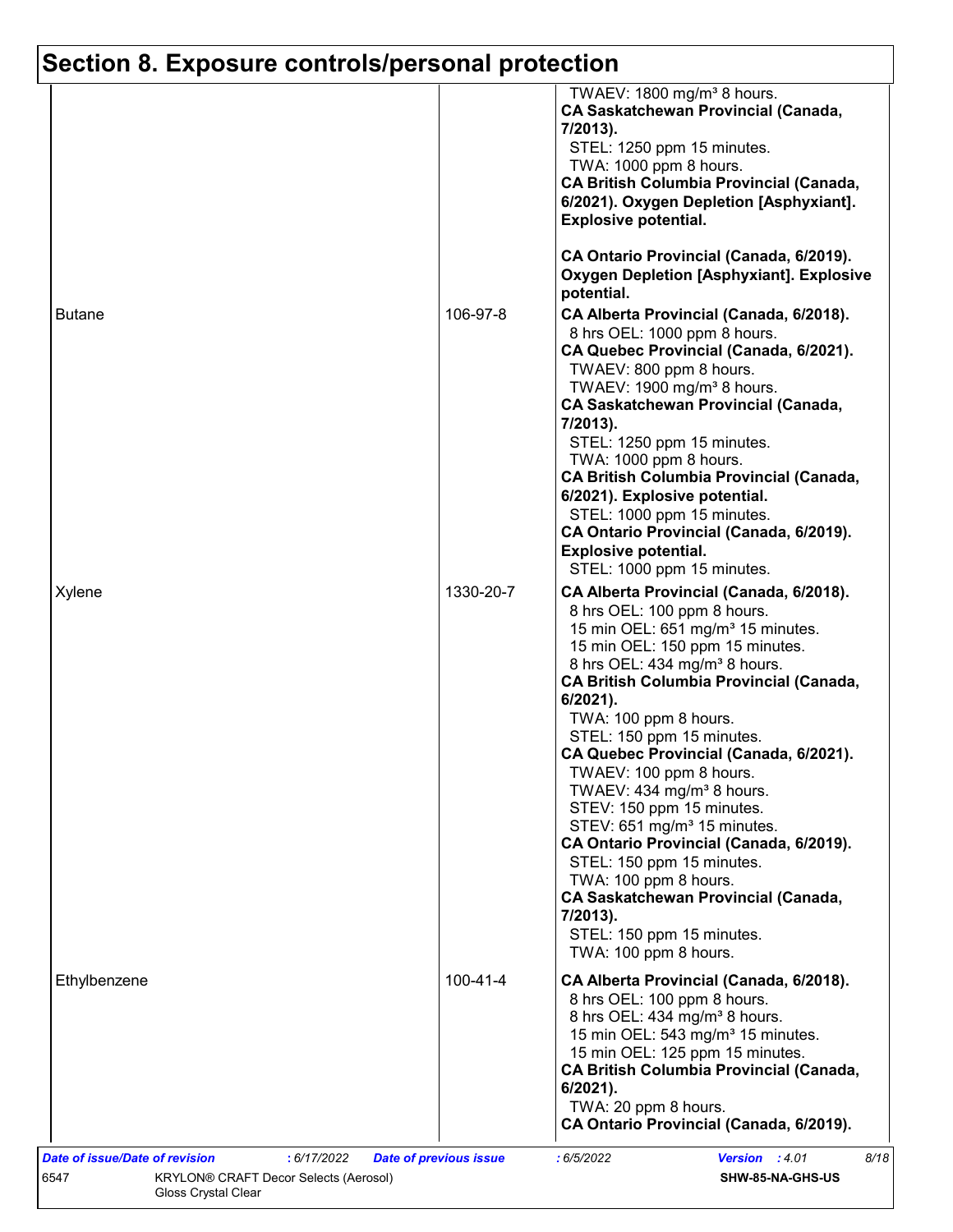## Section 8. Exposure controls/personal protection

| Ingredient name | CAS # | Exposure limits |
|---|---|---|
| | | TWAEV: 1800 mg/m³ 8 hours.<br>**CA Saskatchewan Provincial (Canada, 7/2013).**<br>STEL: 1250 ppm 15 minutes.<br>TWA: 1000 ppm 8 hours.<br>**CA British Columbia Provincial (Canada, 6/2021). Oxygen Depletion [Asphyxiant]. Explosive potential.**<br><br>**CA Ontario Provincial (Canada, 6/2019). Oxygen Depletion [Asphyxiant]. Explosive potential.** |
| Butane | 106-97-8 | **CA Alberta Provincial (Canada, 6/2018).**<br>8 hrs OEL: 1000 ppm 8 hours.<br>**CA Quebec Provincial (Canada, 6/2021).**<br>TWAEV: 800 ppm 8 hours.<br>TWAEV: 1900 mg/m³ 8 hours.<br>**CA Saskatchewan Provincial (Canada, 7/2013).**<br>STEL: 1250 ppm 15 minutes.<br>TWA: 1000 ppm 8 hours.<br>**CA British Columbia Provincial (Canada, 6/2021). Explosive potential.**<br>STEL: 1000 ppm 15 minutes.<br>**CA Ontario Provincial (Canada, 6/2019). Explosive potential.**<br>STEL: 1000 ppm 15 minutes. |
| Xylene | 1330-20-7 | **CA Alberta Provincial (Canada, 6/2018).**<br>8 hrs OEL: 100 ppm 8 hours.<br>15 min OEL: 651 mg/m³ 15 minutes.<br>15 min OEL: 150 ppm 15 minutes.<br>8 hrs OEL: 434 mg/m³ 8 hours.<br>**CA British Columbia Provincial (Canada, 6/2021).**<br>TWA: 100 ppm 8 hours.<br>STEL: 150 ppm 15 minutes.<br>**CA Quebec Provincial (Canada, 6/2021).**<br>TWAEV: 100 ppm 8 hours.<br>TWAEV: 434 mg/m³ 8 hours.<br>STEV: 150 ppm 15 minutes.<br>STEV: 651 mg/m³ 15 minutes.<br>**CA Ontario Provincial (Canada, 6/2019).**<br>STEL: 150 ppm 15 minutes.<br>TWA: 100 ppm 8 hours.<br>**CA Saskatchewan Provincial (Canada, 7/2013).**<br>STEL: 150 ppm 15 minutes.<br>TWA: 100 ppm 8 hours. |
| Ethylbenzene | 100-41-4 | **CA Alberta Provincial (Canada, 6/2018).**<br>8 hrs OEL: 100 ppm 8 hours.<br>8 hrs OEL: 434 mg/m³ 8 hours.<br>15 min OEL: 543 mg/m³ 15 minutes.<br>15 min OEL: 125 ppm 15 minutes.<br>**CA British Columbia Provincial (Canada, 6/2021).**<br>TWA: 20 ppm 8 hours.<br>**CA Ontario Provincial (Canada, 6/2019).** |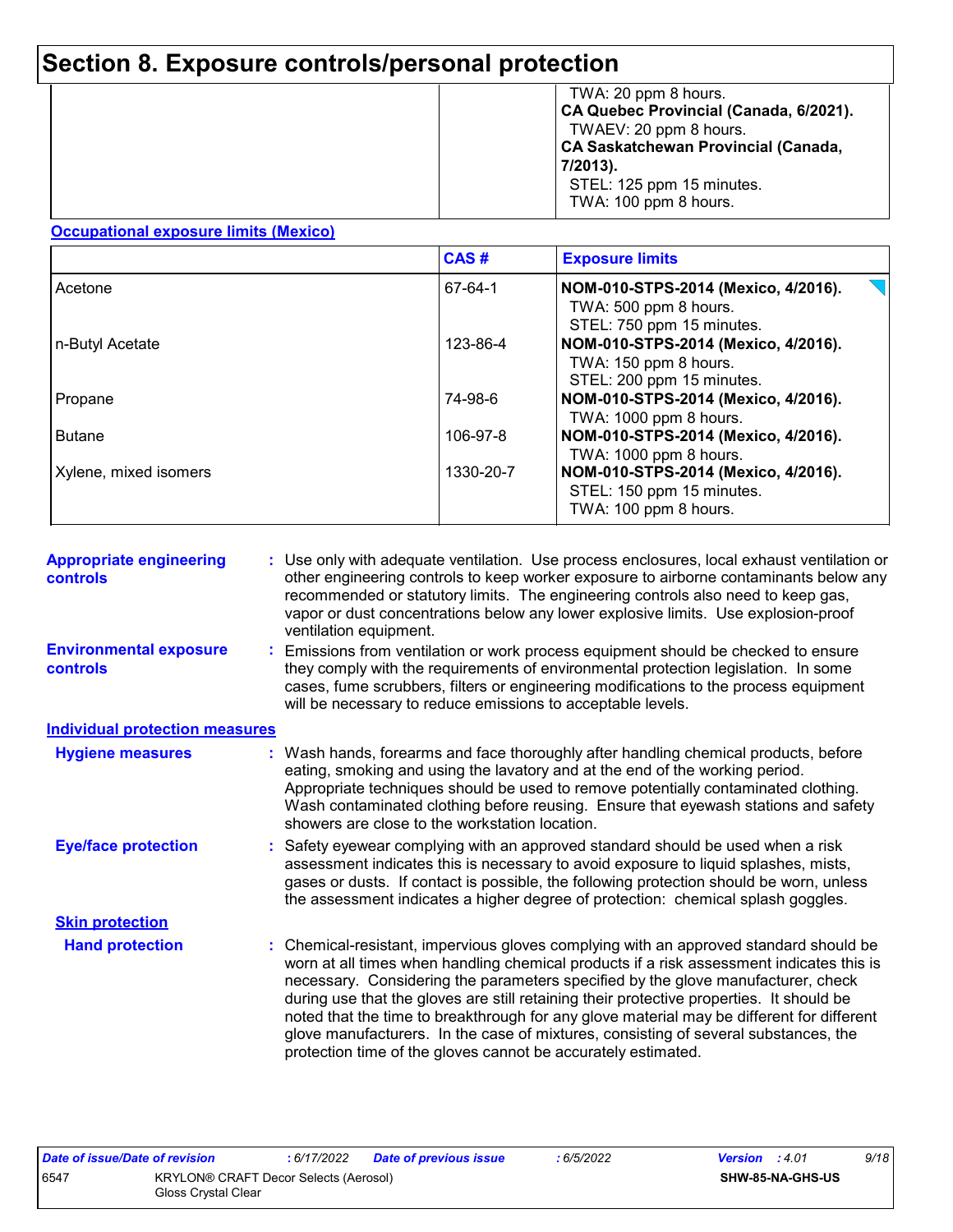# Section 8. Exposure controls/personal protection

| | | |
|---|---|---|
| | | TWA: 20 ppm 8 hours.<br>**CA Quebec Provincial (Canada, 6/2021).**<br>TWAEV: 20 ppm 8 hours.<br>**CA Saskatchewan Provincial (Canada, 7/2013).**<br>STEL: 125 ppm 15 minutes.<br>TWA: 100 ppm 8 hours. |

**Occupational exposure limits (Mexico)**

| | CAS # | Exposure limits |
|---|---|---|
| Acetone | 67-64-1 | **NOM-010-STPS-2014 (Mexico, 4/2016).**<br>TWA: 500 ppm 8 hours.<br>STEL: 750 ppm 15 minutes. |
| n-Butyl Acetate | 123-86-4 | **NOM-010-STPS-2014 (Mexico, 4/2016).**<br>TWA: 150 ppm 8 hours.<br>STEL: 200 ppm 15 minutes. |
| Propane | 74-98-6 | **NOM-010-STPS-2014 (Mexico, 4/2016).**<br>TWA: 1000 ppm 8 hours. |
| Butane | 106-97-8 | **NOM-010-STPS-2014 (Mexico, 4/2016).**<br>TWA: 1000 ppm 8 hours. |
| Xylene, mixed isomers | 1330-20-7 | **NOM-010-STPS-2014 (Mexico, 4/2016).**<br>STEL: 150 ppm 15 minutes.<br>TWA: 100 ppm 8 hours. |

**Appropriate engineering controls** : Use only with adequate ventilation. Use process enclosures, local exhaust ventilation or other engineering controls to keep worker exposure to airborne contaminants below any recommended or statutory limits. The engineering controls also need to keep gas, vapor or dust concentrations below any lower explosive limits. Use explosion-proof ventilation equipment.

**Environmental exposure controls** : Emissions from ventilation or work process equipment should be checked to ensure they comply with the requirements of environmental protection legislation. In some cases, fume scrubbers, filters or engineering modifications to the process equipment will be necessary to reduce emissions to acceptable levels.

**Individual protection measures**

**Hygiene measures** : Wash hands, forearms and face thoroughly after handling chemical products, before eating, smoking and using the lavatory and at the end of the working period. Appropriate techniques should be used to remove potentially contaminated clothing. Wash contaminated clothing before reusing. Ensure that eyewash stations and safety showers are close to the workstation location.

**Eye/face protection** : Safety eyewear complying with an approved standard should be used when a risk assessment indicates this is necessary to avoid exposure to liquid splashes, mists, gases or dusts. If contact is possible, the following protection should be worn, unless the assessment indicates a higher degree of protection: chemical splash goggles.

**Skin protection**

**Hand protection** : Chemical-resistant, impervious gloves complying with an approved standard should be worn at all times when handling chemical products if a risk assessment indicates this is necessary. Considering the parameters specified by the glove manufacturer, check during use that the gloves are still retaining their protective properties. It should be noted that the time to breakthrough for any glove material may be different for different glove manufacturers. In the case of mixtures, consisting of several substances, the protection time of the gloves cannot be accurately estimated.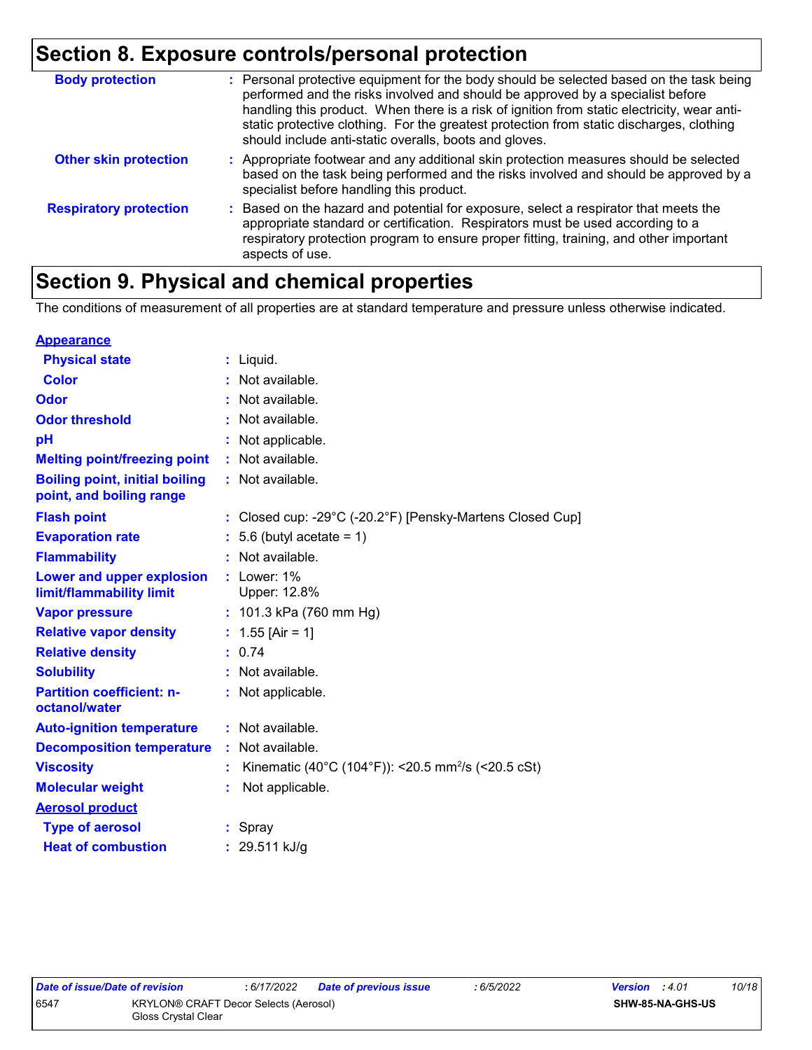## Section 8. Exposure controls/personal protection

| | |
|---|---|
| **Body protection** | : Personal protective equipment for the body should be selected based on the task being performed and the risks involved and should be approved by a specialist before handling this product. When there is a risk of ignition from static electricity, wear anti-static protective clothing. For the greatest protection from static discharges, clothing should include anti-static overalls, boots and gloves. |
| **Other skin protection** | : Appropriate footwear and any additional skin protection measures should be selected based on the task being performed and the risks involved and should be approved by a specialist before handling this product. |
| **Respiratory protection** | : Based on the hazard and potential for exposure, select a respirator that meets the appropriate standard or certification. Respirators must be used according to a respiratory protection program to ensure proper fitting, training, and other important aspects of use. |

## Section 9. Physical and chemical properties

The conditions of measurement of all properties are at standard temperature and pressure unless otherwise indicated.

**Appearance**

| | |
|---|---|
| **Physical state** | : Liquid. |
| **Color** | : Not available. |
| **Odor** | : Not available. |
| **Odor threshold** | : Not available. |
| **pH** | : Not applicable. |
| **Melting point/freezing point** | : Not available. |
| **Boiling point, initial boiling point, and boiling range** | : Not available. |
| **Flash point** | : Closed cup: -29°C (-20.2°F) [Pensky-Martens Closed Cup] |
| **Evaporation rate** | : 5.6 (butyl acetate = 1) |
| **Flammability** | : Not available. |
| **Lower and upper explosion limit/flammability limit** | : Lower: 1%<br>Upper: 12.8% |
| **Vapor pressure** | : 101.3 kPa (760 mm Hg) |
| **Relative vapor density** | : 1.55 [Air = 1] |
| **Relative density** | : 0.74 |
| **Solubility** | : Not available. |
| **Partition coefficient: n-octanol/water** | : Not applicable. |
| **Auto-ignition temperature** | : Not available. |
| **Decomposition temperature** | : Not available. |
| **Viscosity** | : Kinematic (40°C (104°F)): <20.5 $mm^2/s$ (<20.5 cSt) |
| **Molecular weight** | : Not applicable. |

**Aerosol product**

| | |
|---|---|
| **Type of aerosol** | : Spray |
| **Heat of combustion** | : 29.511 kJ/g |

| | | | | | |
|---|---|---|---|---|---|
| *Date of issue/Date of revision* | *: 6/17/2022* | *Date of previous issue* | *: 6/5/2022* | *Version : 4.01* | |
| 6547 | KRYLON® CRAFT Decor Selects (Aerosol) Gloss Crystal Clear | | | **SHW-85-NA-GHS-US** | |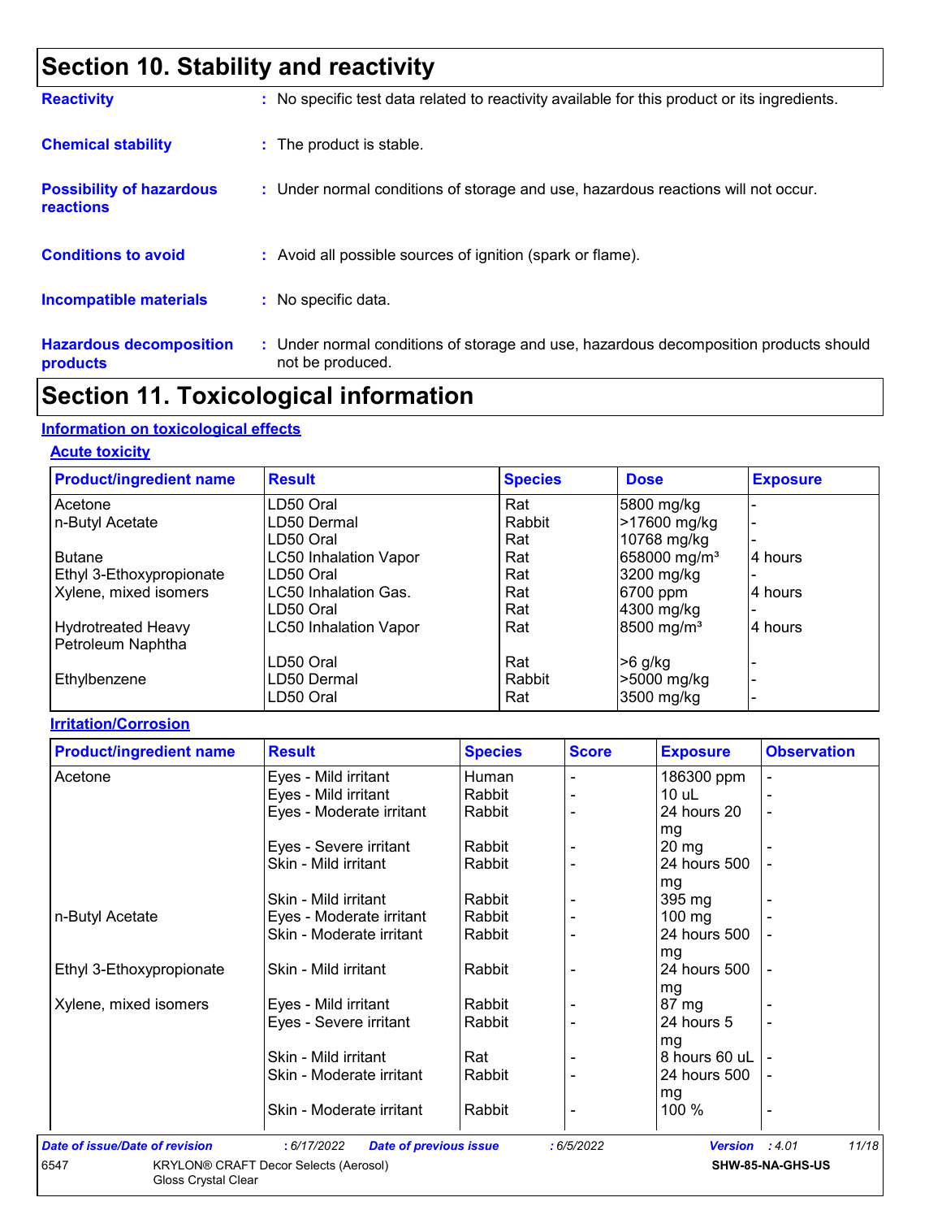## Section 10. Stability and reactivity

**Reactivity** : No specific test data related to reactivity available for this product or its ingredients.

**Chemical stability** : The product is stable.

**Possibility of hazardous reactions** : Under normal conditions of storage and use, hazardous reactions will not occur.

**Conditions to avoid** : Avoid all possible sources of ignition (spark or flame).

**Incompatible materials** : No specific data.

**Hazardous decomposition products** : Under normal conditions of storage and use, hazardous decomposition products should not be produced.

## Section 11. Toxicological information

### Information on toxicological effects

#### Acute toxicity

| Product/ingredient name | Result | Species | Dose | Exposure |
|---|---|---|---|---|
| Acetone | LD50 Oral | Rat | 5800 mg/kg | - |
| n-Butyl Acetate | LD50 Dermal | Rabbit | >17600 mg/kg | - |
| | LD50 Oral | Rat | 10768 mg/kg | - |
| Butane | LC50 Inhalation Vapor | Rat | 658000 mg/m³ | 4 hours |
| Ethyl 3-Ethoxypropionate | LD50 Oral | Rat | 3200 mg/kg | - |
| Xylene, mixed isomers | LC50 Inhalation Gas. | Rat | 6700 ppm | 4 hours |
| | LD50 Oral | Rat | 4300 mg/kg | - |
| Hydrotreated Heavy Petroleum Naphtha | LC50 Inhalation Vapor | Rat | 8500 mg/m³ | 4 hours |
| | LD50 Oral | Rat | >6 g/kg | - |
| Ethylbenzene | LD50 Dermal | Rabbit | >5000 mg/kg | - |
| | LD50 Oral | Rat | 3500 mg/kg | - |

#### Irritation/Corrosion

| Product/ingredient name | Result | Species | Score | Exposure | Observation |
|---|---|---|---|---|---|
| Acetone | Eyes - Mild irritant | Human | - | 186300 ppm | - |
| | Eyes - Mild irritant | Rabbit | - | 10 uL | - |
| | Eyes - Moderate irritant | Rabbit | - | 24 hours 20 mg | - |
| | Eyes - Severe irritant | Rabbit | - | 20 mg | - |
| | Skin - Mild irritant | Rabbit | - | 24 hours 500 mg | - |
| | Skin - Mild irritant | Rabbit | - | 395 mg | - |
| n-Butyl Acetate | Eyes - Moderate irritant | Rabbit | - | 100 mg | - |
| | Skin - Moderate irritant | Rabbit | - | 24 hours 500 mg | - |
| Ethyl 3-Ethoxypropionate | Skin - Mild irritant | Rabbit | - | 24 hours 500 mg | - |
| Xylene, mixed isomers | Eyes - Mild irritant | Rabbit | - | 87 mg | - |
| | Eyes - Severe irritant | Rabbit | - | 24 hours 5 mg | - |
| | Skin - Mild irritant | Rat | - | 8 hours 60 uL | - |
| | Skin - Moderate irritant | Rabbit | - | 24 hours 500 mg | - |
| | Skin - Moderate irritant | Rabbit | - | 100 % | - |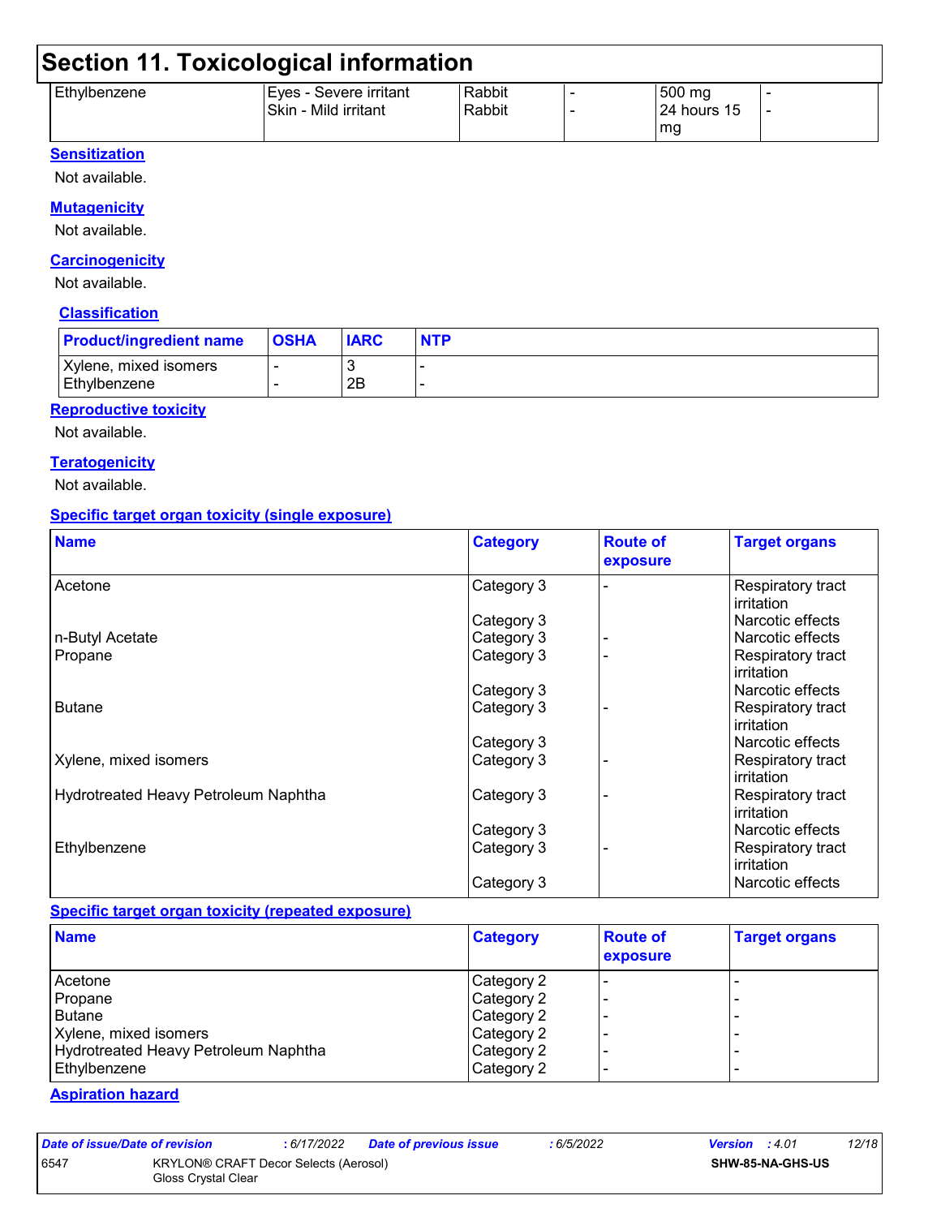## Section 11. Toxicological information

| | | | | | |
|---|---|---|---|---|---|
| Ethylbenzene | Eyes - Severe irritant<br>Skin - Mild irritant | Rabbit<br>Rabbit | -<br>- | 500 mg<br>24 hours 15 mg | -<br>- |

**Sensitization**

Not available.

**Mutagenicity**

Not available.

**Carcinogenicity**

Not available.

**Classification**

| Product/ingredient name | OSHA | IARC | NTP |
|---|---|---|---|
| Xylene, mixed isomers | - | 3 | - |
| Ethylbenzene | - | 2B | - |

**Reproductive toxicity**

Not available.

**Teratogenicity**

Not available.

**Specific target organ toxicity (single exposure)**

| Name | Category | Route of exposure | Target organs |
|---|---|---|---|
| Acetone | Category 3 | - | Respiratory tract irritation |
| | Category 3 | | Narcotic effects |
| n-Butyl Acetate | Category 3 | - | Narcotic effects |
| Propane | Category 3 | - | Respiratory tract irritation |
| | Category 3 | | Narcotic effects |
| Butane | Category 3 | - | Respiratory tract irritation |
| | Category 3 | | Narcotic effects |
| Xylene, mixed isomers | Category 3 | - | Respiratory tract irritation |
| Hydrotreated Heavy Petroleum Naphtha | Category 3 | - | Respiratory tract irritation |
| | Category 3 | | Narcotic effects |
| Ethylbenzene | Category 3 | - | Respiratory tract irritation |
| | Category 3 | | Narcotic effects |

**Specific target organ toxicity (repeated exposure)**

| Name | Category | Route of exposure | Target organs |
|---|---|---|---|
| Acetone | Category 2 | - | - |
| Propane | Category 2 | - | - |
| Butane | Category 2 | - | - |
| Xylene, mixed isomers | Category 2 | - | - |
| Hydrotreated Heavy Petroleum Naphtha | Category 2 | - | - |
| Ethylbenzene | Category 2 | - | - |

**Aspiration hazard**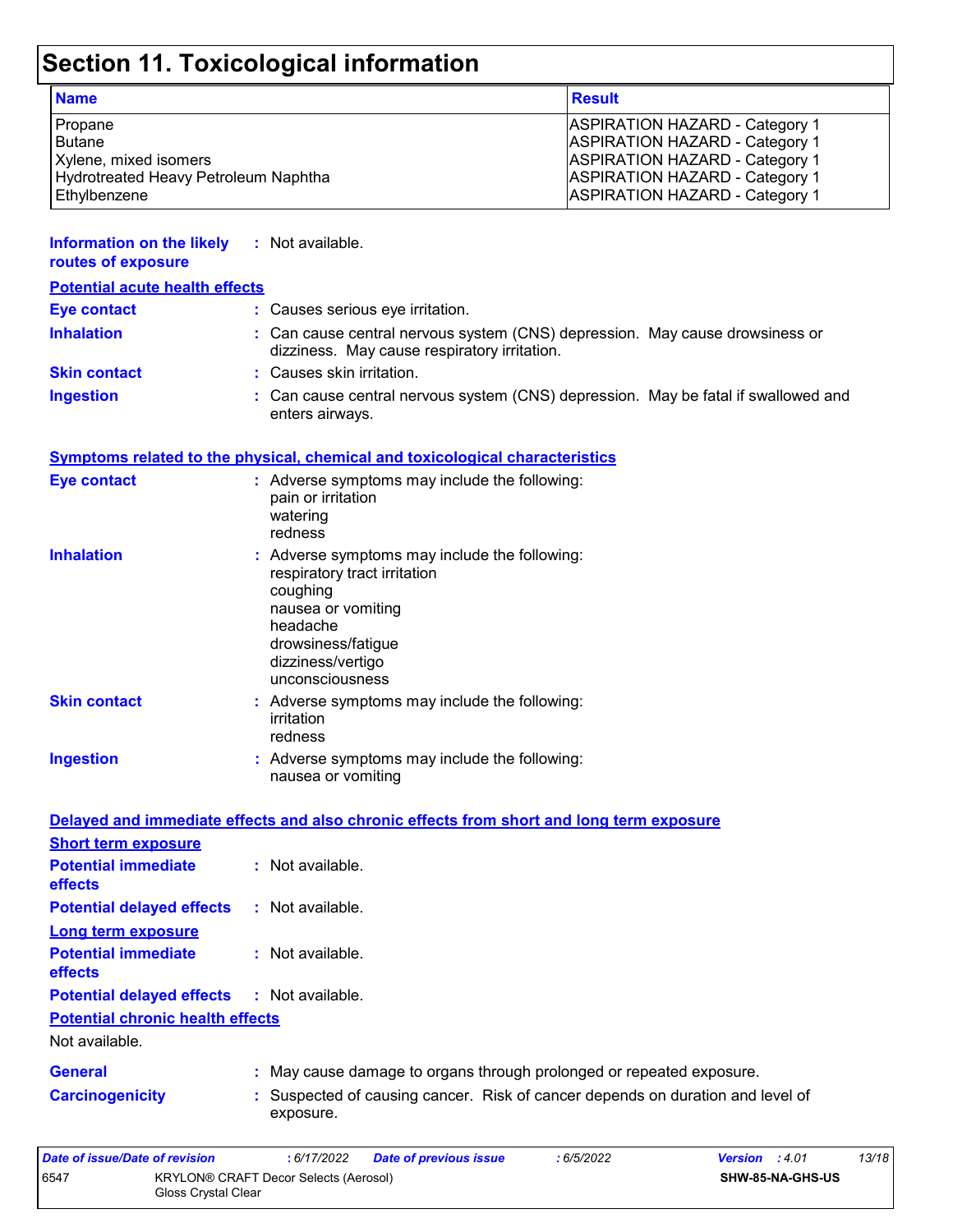# Section 11. Toxicological information

| Name | Result |
|---|---|
| Propane | ASPIRATION HAZARD - Category 1 |
| Butane | ASPIRATION HAZARD - Category 1 |
| Xylene, mixed isomers | ASPIRATION HAZARD - Category 1 |
| Hydrotreated Heavy Petroleum Naphtha | ASPIRATION HAZARD - Category 1 |
| Ethylbenzene | ASPIRATION HAZARD - Category 1 |

**Information on the likely routes of exposure** : Not available.

**Potential acute health effects**

**Eye contact** : Causes serious eye irritation.

**Inhalation** : Can cause central nervous system (CNS) depression. May cause drowsiness or dizziness. May cause respiratory irritation.

**Skin contact** : Causes skin irritation.

**Ingestion** : Can cause central nervous system (CNS) depression. May be fatal if swallowed and enters airways.

**Symptoms related to the physical, chemical and toxicological characteristics**

**Eye contact** : Adverse symptoms may include the following:
pain or irritation
watering
redness

**Inhalation** : Adverse symptoms may include the following:
respiratory tract irritation
coughing
nausea or vomiting
headache
drowsiness/fatigue
dizziness/vertigo
unconsciousness

**Skin contact** : Adverse symptoms may include the following:
irritation
redness

**Ingestion** : Adverse symptoms may include the following:
nausea or vomiting

**Delayed and immediate effects and also chronic effects from short and long term exposure**

**Short term exposure**

**Potential immediate effects** : Not available.

**Potential delayed effects** : Not available.

**Long term exposure**

**Potential immediate effects** : Not available.

**Potential delayed effects** : Not available.

**Potential chronic health effects**

Not available.

**General** : May cause damage to organs through prolonged or repeated exposure.

**Carcinogenicity** : Suspected of causing cancer. Risk of cancer depends on duration and level of exposure.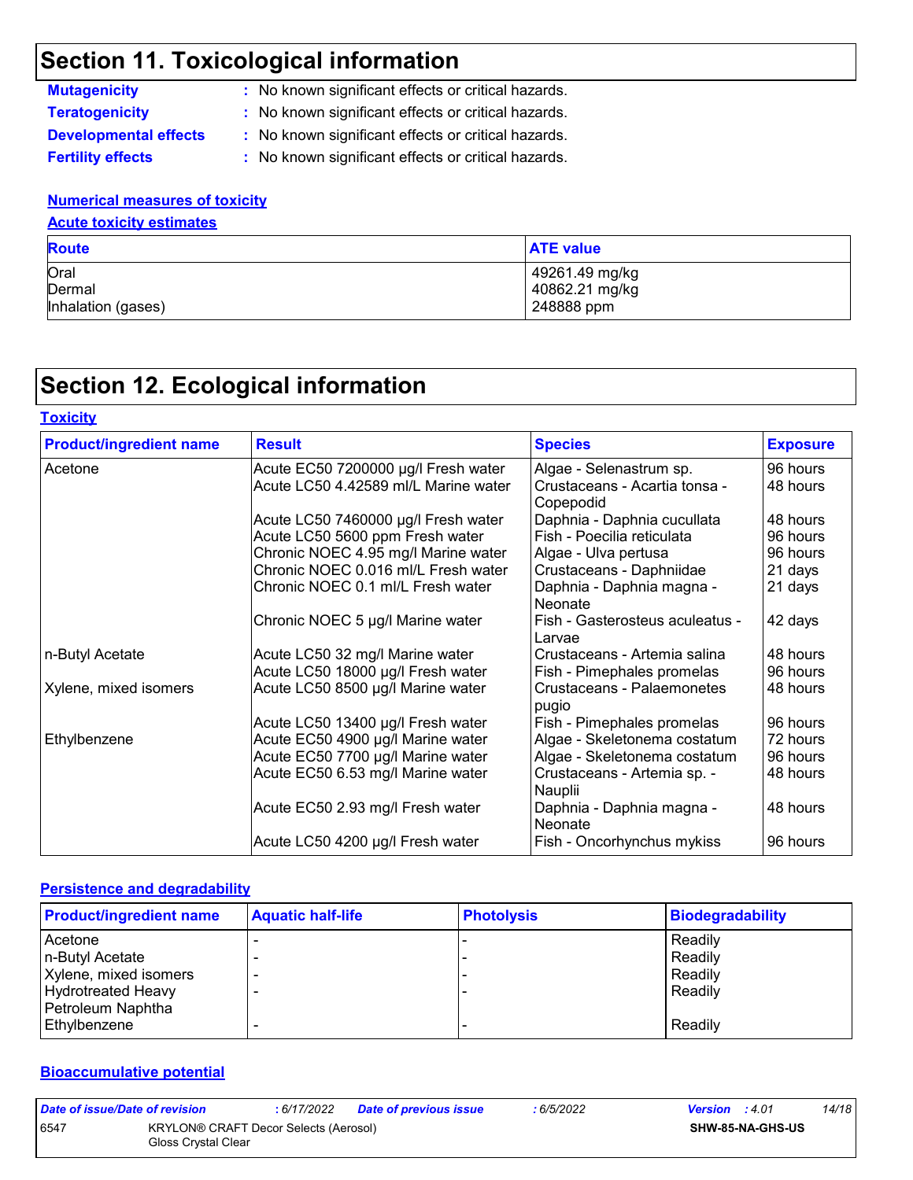## Section 11. Toxicological information

**Mutagenicity** : No known significant effects or critical hazards.

**Teratogenicity** : No known significant effects or critical hazards.

**Developmental effects** : No known significant effects or critical hazards.

**Fertility effects** : No known significant effects or critical hazards.

**Numerical measures of toxicity**

**Acute toxicity estimates**

| Route | ATE value |
|---|---|
| Oral | 49261.49 mg/kg |
| Dermal | 40862.21 mg/kg |
| Inhalation (gases) | 248888 ppm |

## Section 12. Ecological information

**Toxicity**

| Product/ingredient name | Result | Species | Exposure |
|---|---|---|---|
| Acetone | Acute EC50 7200000 µg/l Fresh water | Algae - Selenastrum sp. | 96 hours |
| | Acute LC50 4.42589 ml/L Marine water | Crustaceans - Acartia tonsa - Copepodid | 48 hours |
| | Acute LC50 7460000 µg/l Fresh water | Daphnia - Daphnia cucullata | 48 hours |
| | Acute LC50 5600 ppm Fresh water | Fish - Poecilia reticulata | 96 hours |
| | Chronic NOEC 4.95 mg/l Marine water | Algae - Ulva pertusa | 96 hours |
| | Chronic NOEC 0.016 ml/L Fresh water | Crustaceans - Daphniidae | 21 days |
| | Chronic NOEC 0.1 ml/L Fresh water | Daphnia - Daphnia magna - Neonate | 21 days |
| | Chronic NOEC 5 µg/l Marine water | Fish - Gasterosteus aculeatus - Larvae | 42 days |
| n-Butyl Acetate | Acute LC50 32 mg/l Marine water | Crustaceans - Artemia salina | 48 hours |
| | Acute LC50 18000 µg/l Fresh water | Fish - Pimephales promelas | 96 hours |
| Xylene, mixed isomers | Acute LC50 8500 µg/l Marine water | Crustaceans - Palaemonetes pugio | 48 hours |
| | Acute LC50 13400 µg/l Fresh water | Fish - Pimephales promelas | 96 hours |
| Ethylbenzene | Acute EC50 4900 µg/l Marine water | Algae - Skeletonema costatum | 72 hours |
| | Acute EC50 7700 µg/l Marine water | Algae - Skeletonema costatum | 96 hours |
| | Acute EC50 6.53 mg/l Marine water | Crustaceans - Artemia sp. - Nauplii | 48 hours |
| | Acute EC50 2.93 mg/l Fresh water | Daphnia - Daphnia magna - Neonate | 48 hours |
| | Acute LC50 4200 µg/l Fresh water | Fish - Oncorhynchus mykiss | 96 hours |

**Persistence and degradability**

| Product/ingredient name | Aquatic half-life | Photolysis | Biodegradability |
|---|---|---|---|
| Acetone | - | - | Readily |
| n-Butyl Acetate | - | - | Readily |
| Xylene, mixed isomers | - | - | Readily |
| Hydrotreated Heavy Petroleum Naphtha | - | - | Readily |
| Ethylbenzene | - | - | Readily |

**Bioaccumulative potential**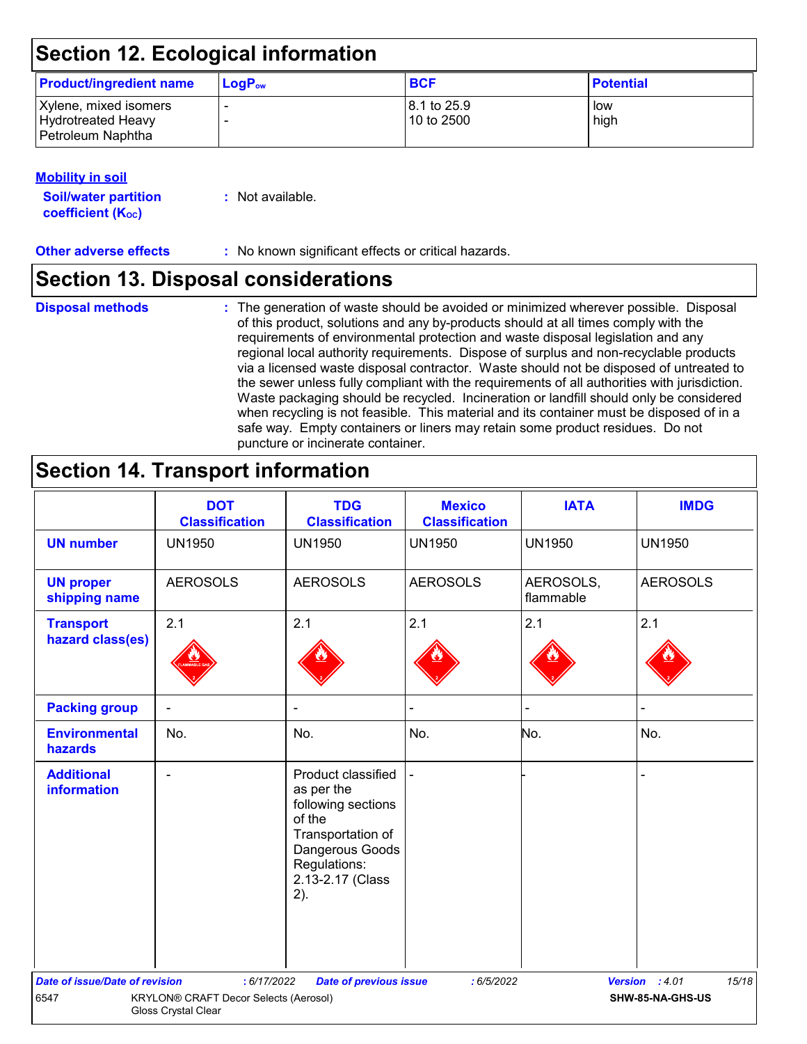## Section 12. Ecological information

| Product/ingredient name | $LogP_{ow}$ | BCF | Potential |
|---|---|---|---|
| Xylene, mixed isomers | - | 8.1 to 25.9 | low |
| Hydrotreated Heavy Petroleum Naphtha | - | 10 to 2500 | high |

**Mobility in soil**

**Soil/water partition coefficient ($K_{OC}$)** : Not available.

**Other adverse effects** : No known significant effects or critical hazards.

## Section 13. Disposal considerations

**Disposal methods** : The generation of waste should be avoided or minimized wherever possible. Disposal of this product, solutions and any by-products should at all times comply with the requirements of environmental protection and waste disposal legislation and any regional local authority requirements. Dispose of surplus and non-recyclable products via a licensed waste disposal contractor. Waste should not be disposed of untreated to the sewer unless fully compliant with the requirements of all authorities with jurisdiction. Waste packaging should be recycled. Incineration or landfill should only be considered when recycling is not feasible. This material and its container must be disposed of in a safe way. Empty containers or liners may retain some product residues. Do not puncture or incinerate container.

## Section 14. Transport information

| | DOT Classification | TDG Classification | Mexico Classification | IATA | IMDG |
|---|---|---|---|---|---|
| UN number | UN1950 | UN1950 | UN1950 | UN1950 | UN1950 |
| UN proper shipping name | AEROSOLS | AEROSOLS | AEROSOLS | AEROSOLS, flammable | AEROSOLS |
| Transport hazard class(es) | 2.1 | 2.1 | 2.1 | 2.1 | 2.1 |
| Packing group | - | - | - | - | - |
| Environmental hazards | No. | No. | No. | No. | No. |
| Additional information | - | Product classified as per the following sections of the Transportation of Dangerous Goods Regulations: 2.13-2.17 (Class 2). | - | - | - |

6547 KRYLON® CRAFT Decor Selects (Aerosol) Gloss Crystal Clear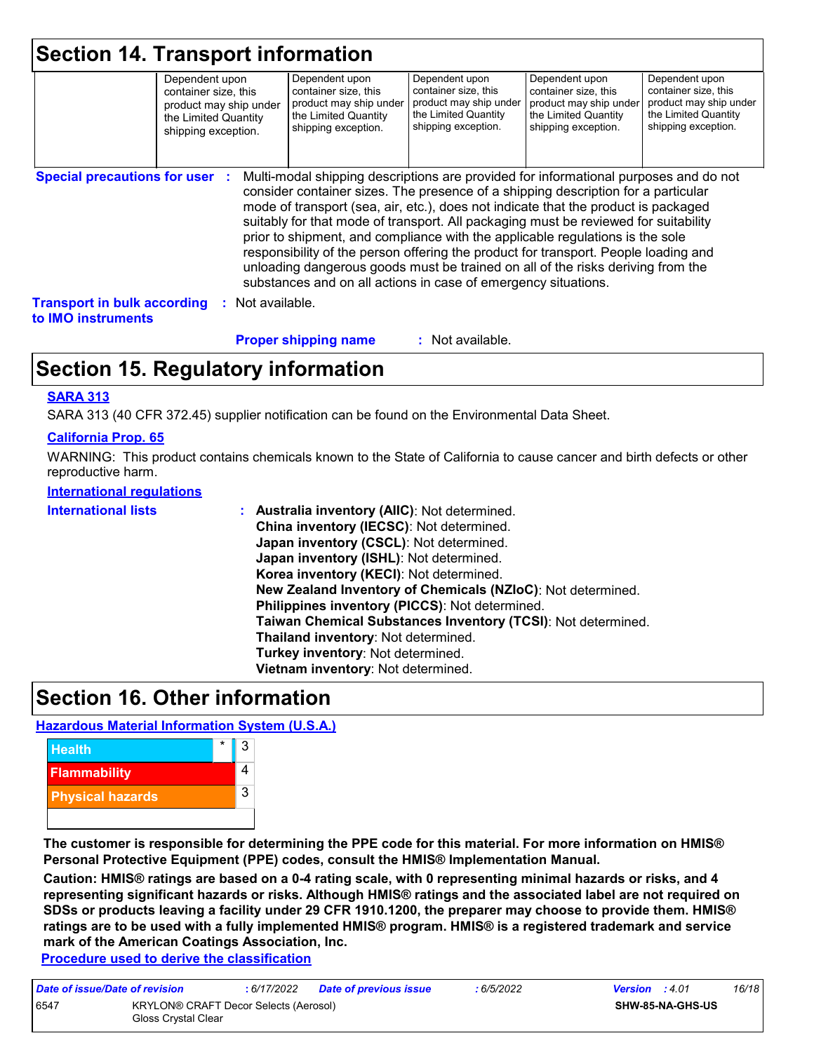# Section 14. Transport information

| | Dependent upon container size, this product may ship under the Limited Quantity shipping exception. | Dependent upon container size, this product may ship under the Limited Quantity shipping exception. | Dependent upon container size, this product may ship under the Limited Quantity shipping exception. | Dependent upon container size, this product may ship under the Limited Quantity shipping exception. | Dependent upon container size, this product may ship under the Limited Quantity shipping exception. |
|---|---|---|---|---|---|

**Special precautions for user** : Multi-modal shipping descriptions are provided for informational purposes and do not consider container sizes. The presence of a shipping description for a particular mode of transport (sea, air, etc.), does not indicate that the product is packaged suitably for that mode of transport. All packaging must be reviewed for suitability prior to shipment, and compliance with the applicable regulations is the sole responsibility of the person offering the product for transport. People loading and unloading dangerous goods must be trained on all of the risks deriving from the substances and on all actions in case of emergency situations.

**Transport in bulk according to IMO instruments** : Not available.

**Proper shipping name** : Not available.

# Section 15. Regulatory information

**SARA 313**

SARA 313 (40 CFR 372.45) supplier notification can be found on the Environmental Data Sheet.

**California Prop. 65**

WARNING: This product contains chemicals known to the State of California to cause cancer and birth defects or other reproductive harm.

**International regulations**

**International lists** :
**Australia inventory (AIIC)**: Not determined.
**China inventory (IECSC)**: Not determined.
**Japan inventory (CSCL)**: Not determined.
**Japan inventory (ISHL)**: Not determined.
**Korea inventory (KECI)**: Not determined.
**New Zealand Inventory of Chemicals (NZIoC)**: Not determined.
**Philippines inventory (PICCS)**: Not determined.
**Taiwan Chemical Substances Inventory (TCSI)**: Not determined.
**Thailand inventory**: Not determined.
**Turkey inventory**: Not determined.
**Vietnam inventory**: Not determined.

# Section 16. Other information

**Hazardous Material Information System (U.S.A.)**

| | | |
|---|---|---|
| Health | * | 3 |
| Flammability | | 4 |
| Physical hazards | | 3 |
| | | |

**The customer is responsible for determining the PPE code for this material. For more information on HMIS® Personal Protective Equipment (PPE) codes, consult the HMIS® Implementation Manual.**

**Caution: HMIS® ratings are based on a 0-4 rating scale, with 0 representing minimal hazards or risks, and 4 representing significant hazards or risks. Although HMIS® ratings and the associated label are not required on SDSs or products leaving a facility under 29 CFR 1910.1200, the preparer may choose to provide them. HMIS® ratings are to be used with a fully implemented HMIS® program. HMIS® is a registered trademark and service mark of the American Coatings Association, Inc.**

**Procedure used to derive the classification**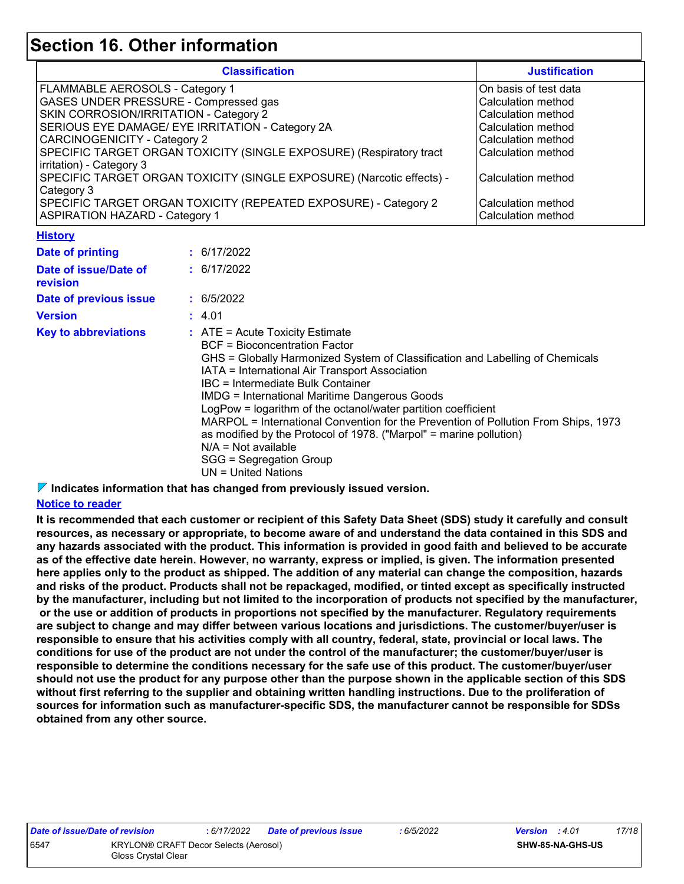# Section 16. Other information

| Classification | Justification |
| --- | --- |
| FLAMMABLE AEROSOLS - Category 1 | On basis of test data |
| GASES UNDER PRESSURE - Compressed gas | Calculation method |
| SKIN CORROSION/IRRITATION - Category 2 | Calculation method |
| SERIOUS EYE DAMAGE/ EYE IRRITATION - Category 2A | Calculation method |
| CARCINOGENICITY - Category 2 | Calculation method |
| SPECIFIC TARGET ORGAN TOXICITY (SINGLE EXPOSURE) (Respiratory tract irritation) - Category 3 | Calculation method |
| SPECIFIC TARGET ORGAN TOXICITY (SINGLE EXPOSURE) (Narcotic effects) - Category 3 | Calculation method |
| SPECIFIC TARGET ORGAN TOXICITY (REPEATED EXPOSURE) - Category 2 | Calculation method |
| ASPIRATION HAZARD - Category 1 | Calculation method |

**History**

**Date of printing** : 6/17/2022

**Date of issue/Date of revision** : 6/17/2022

**Date of previous issue** : 6/5/2022

**Version** : 4.01

**Key to abbreviations** : ATE = Acute Toxicity Estimate
BCF = Bioconcentration Factor
GHS = Globally Harmonized System of Classification and Labelling of Chemicals
IATA = International Air Transport Association
IBC = Intermediate Bulk Container
IMDG = International Maritime Dangerous Goods
LogPow = logarithm of the octanol/water partition coefficient
MARPOL = International Convention for the Prevention of Pollution From Ships, 1973 as modified by the Protocol of 1978. ("Marpol" = marine pollution)
N/A = Not available
SGG = Segregation Group
UN = United Nations

**Indicates information that has changed from previously issued version.**

**Notice to reader**

**It is recommended that each customer or recipient of this Safety Data Sheet (SDS) study it carefully and consult resources, as necessary or appropriate, to become aware of and understand the data contained in this SDS and any hazards associated with the product. This information is provided in good faith and believed to be accurate as of the effective date herein. However, no warranty, express or implied, is given. The information presented here applies only to the product as shipped. The addition of any material can change the composition, hazards and risks of the product. Products shall not be repackaged, modified, or tinted except as specifically instructed by the manufacturer, including but not limited to the incorporation of products not specified by the manufacturer, or the use or addition of products in proportions not specified by the manufacturer. Regulatory requirements are subject to change and may differ between various locations and jurisdictions. The customer/buyer/user is responsible to ensure that his activities comply with all country, federal, state, provincial or local laws. The conditions for use of the product are not under the control of the manufacturer; the customer/buyer/user is responsible to determine the conditions necessary for the safe use of this product. The customer/buyer/user should not use the product for any purpose other than the purpose shown in the applicable section of this SDS without first referring to the supplier and obtaining written handling instructions. Due to the proliferation of sources for information such as manufacturer-specific SDS, the manufacturer cannot be responsible for SDSs obtained from any other source.**